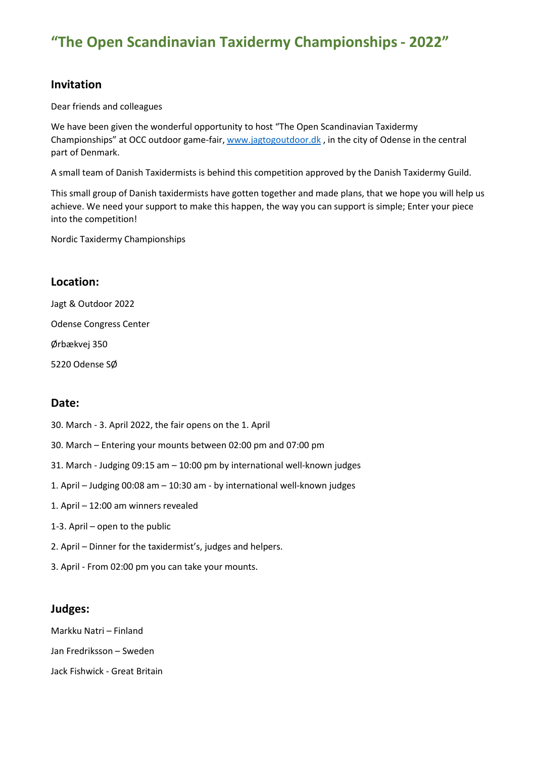# “The Open Scandinavian Taxidermy Championships - 2022”

## Invitation

Dear friends and colleagues

We have been given the wonderful opportunity to host “The Open Scandinavian Taxidermy Championships” at OCC outdoor game-fair, [www.jagtogoutdoor.dk](http://www.jagtogoutdoor.dk) , in the city of Odense in the central part of Denmark.

A small team of Danish Taxidermists is behind this competition approved by the Danish Taxidermy Guild.

This small group of Danish taxidermists have gotten together and made plans, that we hope you will help us achieve. We need your support to make this happen, the way you can support is simple; Enter your piece into the competition!

Nordic Taxidermy Championships

## Location:

Jagt & Outdoor 2022

Odense Congress Center

Ørbækvej 350

5220 Odense SØ

## Date:

30. March - 3. April 2022, the fair opens on the 1. April

30. March – Entering your mounts between 02:00 pm and 07:00 pm

31. March - Judging 09:15 am – 10:00 pm by international well-known judges

1. April – Judging 00:08 am – 10:30 am - by international well-known judges

1. April – 12:00 am winners revealed

1-3. April – open to the public

2. April – Dinner for the taxidermist’s, judges and helpers.

3. April - From 02:00 pm you can take your mounts.

## Judges:

Markku Natri – Finland

Jan Fredriksson – Sweden

Jack Fishwick - Great Britain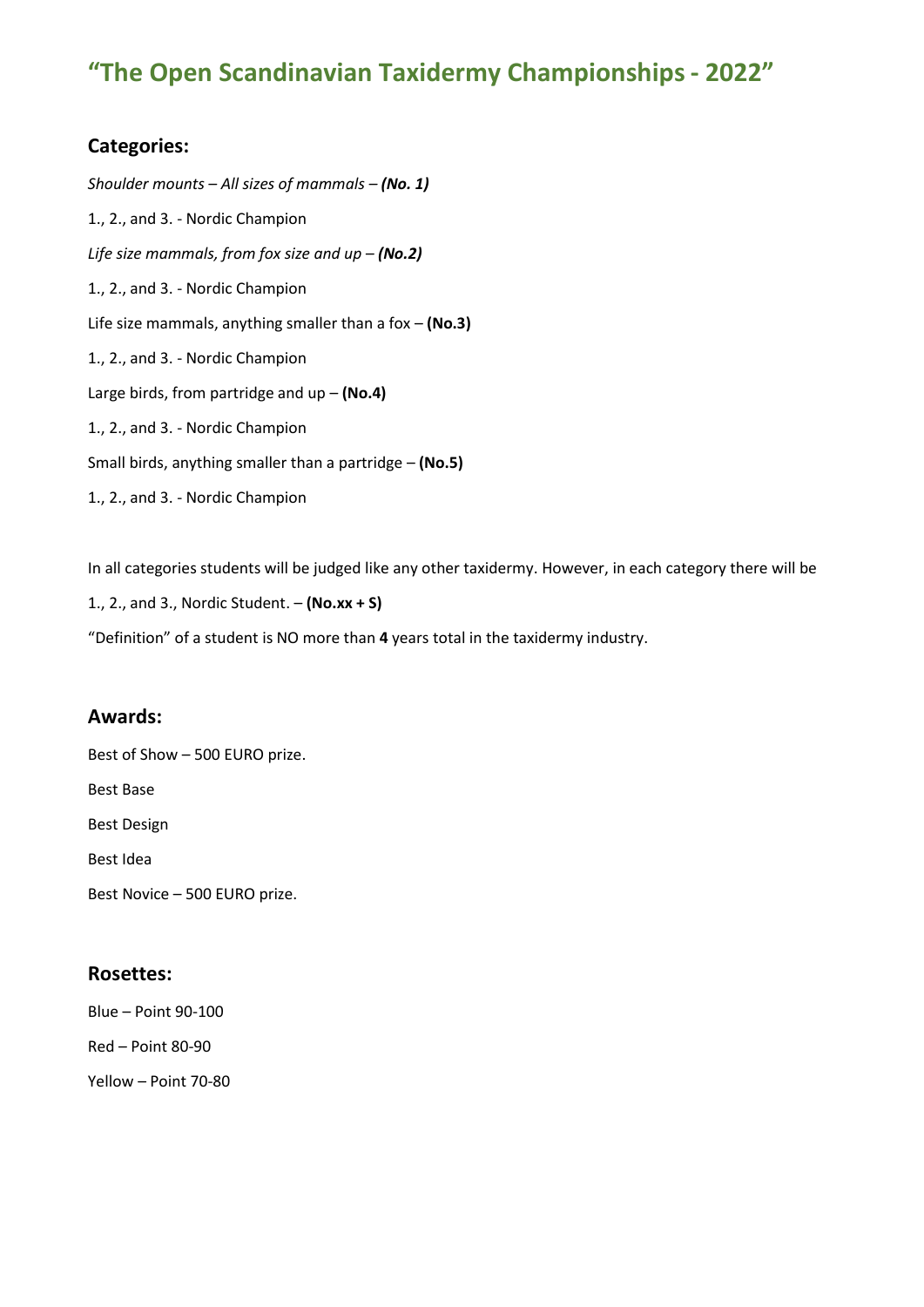# "The Open Scandinavian Taxidermy Championships - 2022"

## Categories:

*Shoulder mounts – All sizes of mammals – **(No. 1)***

1., 2., and 3. - Nordic Champion

*Life size mammals, from fox size and up – **(No.2)***

1., 2., and 3. - Nordic Champion

Life size mammals, anything smaller than a fox – **(No.3)**

1., 2., and 3. - Nordic Champion

Large birds, from partridge and up – **(No.4)**

1., 2., and 3. - Nordic Champion

Small birds, anything smaller than a partridge – **(No.5)**

1., 2., and 3. - Nordic Champion

In all categories students will be judged like any other taxidermy. However, in each category there will be

1., 2., and 3., Nordic Student. – **(No.xx + S)**

"Definition" of a student is NO more than **4** years total in the taxidermy industry.

## Awards:

Best of Show – 500 EURO prize.

Best Base

Best Design

Best Idea

Best Novice – 500 EURO prize.

## Rosettes:

Blue – Point 90-100

Red – Point 80-90

Yellow – Point 70-80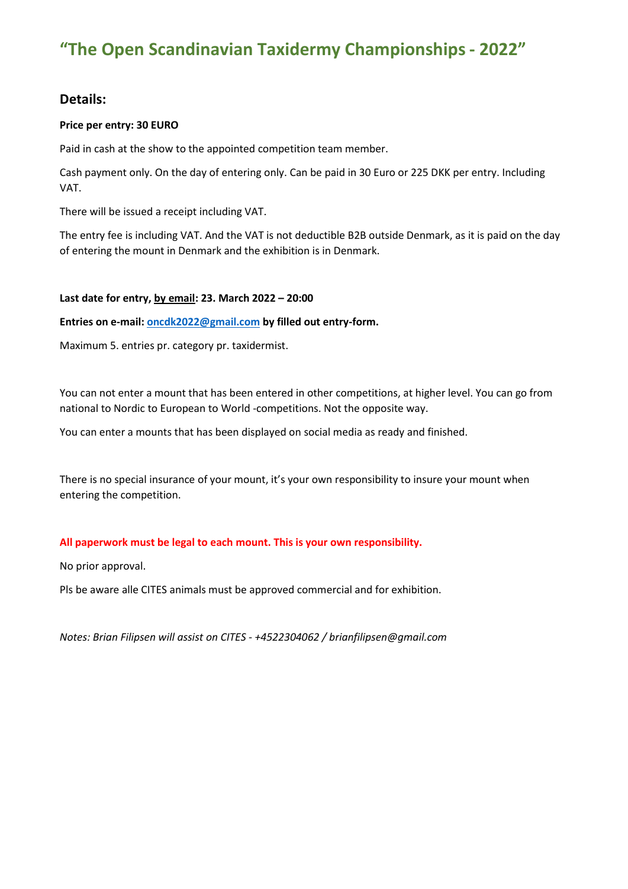# “The Open Scandinavian Taxidermy Championships - 2022”

## Details:

**Price per entry: 30 EURO**

Paid in cash at the show to the appointed competition team member.

Cash payment only. On the day of entering only. Can be paid in 30 Euro or 225 DKK per entry. Including VAT.

There will be issued a receipt including VAT.

The entry fee is including VAT. And the VAT is not deductible B2B outside Denmark, as it is paid on the day of entering the mount in Denmark and the exhibition is in Denmark.

**Last date for entry, by email: 23. March 2022 – 20:00**

**Entries on e-mail: oncdk2022@gmail.com by filled out entry-form.**

Maximum 5. entries pr. category pr. taxidermist.

You can not enter a mount that has been entered in other competitions, at higher level. You can go from national to Nordic to European to World -competitions. Not the opposite way.

You can enter a mounts that has been displayed on social media as ready and finished.

There is no special insurance of your mount, it’s your own responsibility to insure your mount when entering the competition.

**All paperwork must be legal to each mount. This is your own responsibility.**

No prior approval.

Pls be aware alle CITES animals must be approved commercial and for exhibition.

*Notes: Brian Filipsen will assist on CITES - +4522304062 / brianfilipsen@gmail.com*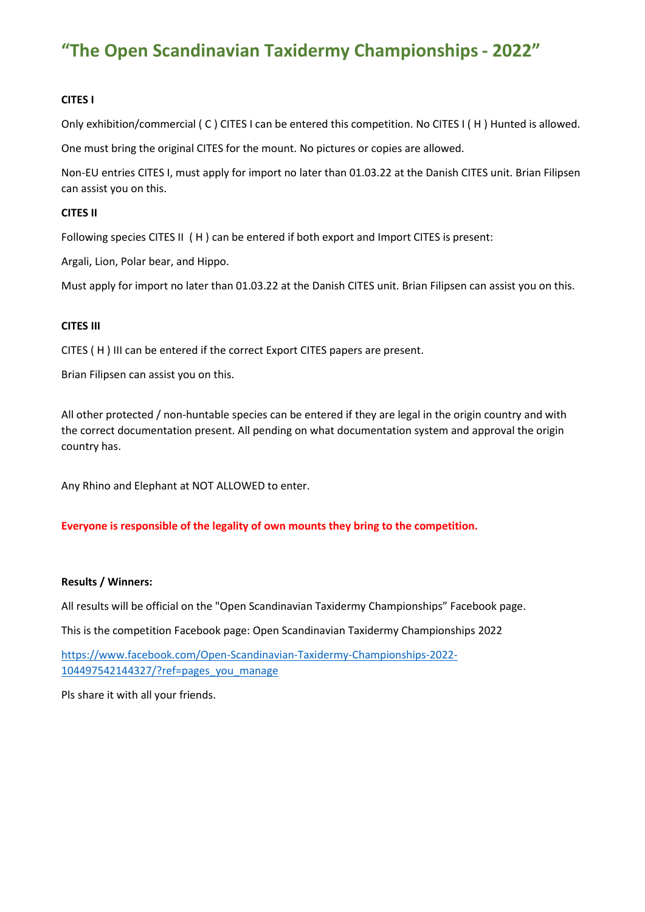# “The Open Scandinavian Taxidermy Championships - 2022”

**CITES I**

Only exhibition/commercial ( C ) CITES I can be entered this competition. No CITES I ( H ) Hunted is allowed.

One must bring the original CITES for the mount. No pictures or copies are allowed.

Non-EU entries CITES I, must apply for import no later than 01.03.22 at the Danish CITES unit. Brian Filipsen can assist you on this.

**CITES II**

Following species CITES II ( H ) can be entered if both export and Import CITES is present:

Argali, Lion, Polar bear, and Hippo.

Must apply for import no later than 01.03.22 at the Danish CITES unit. Brian Filipsen can assist you on this.

**CITES III**

CITES ( H ) III can be entered if the correct Export CITES papers are present.

Brian Filipsen can assist you on this.

All other protected / non-huntable species can be entered if they are legal in the origin country and with the correct documentation present. All pending on what documentation system and approval the origin country has.

Any Rhino and Elephant at NOT ALLOWED to enter.

**Everyone is responsible of the legality of own mounts they bring to the competition.**

**Results / Winners:**

All results will be official on the "Open Scandinavian Taxidermy Championships” Facebook page.

This is the competition Facebook page: Open Scandinavian Taxidermy Championships 2022

https://www.facebook.com/Open-Scandinavian-Taxidermy-Championships-2022-104497542144327/?ref=pages_you_manage

Pls share it with all your friends.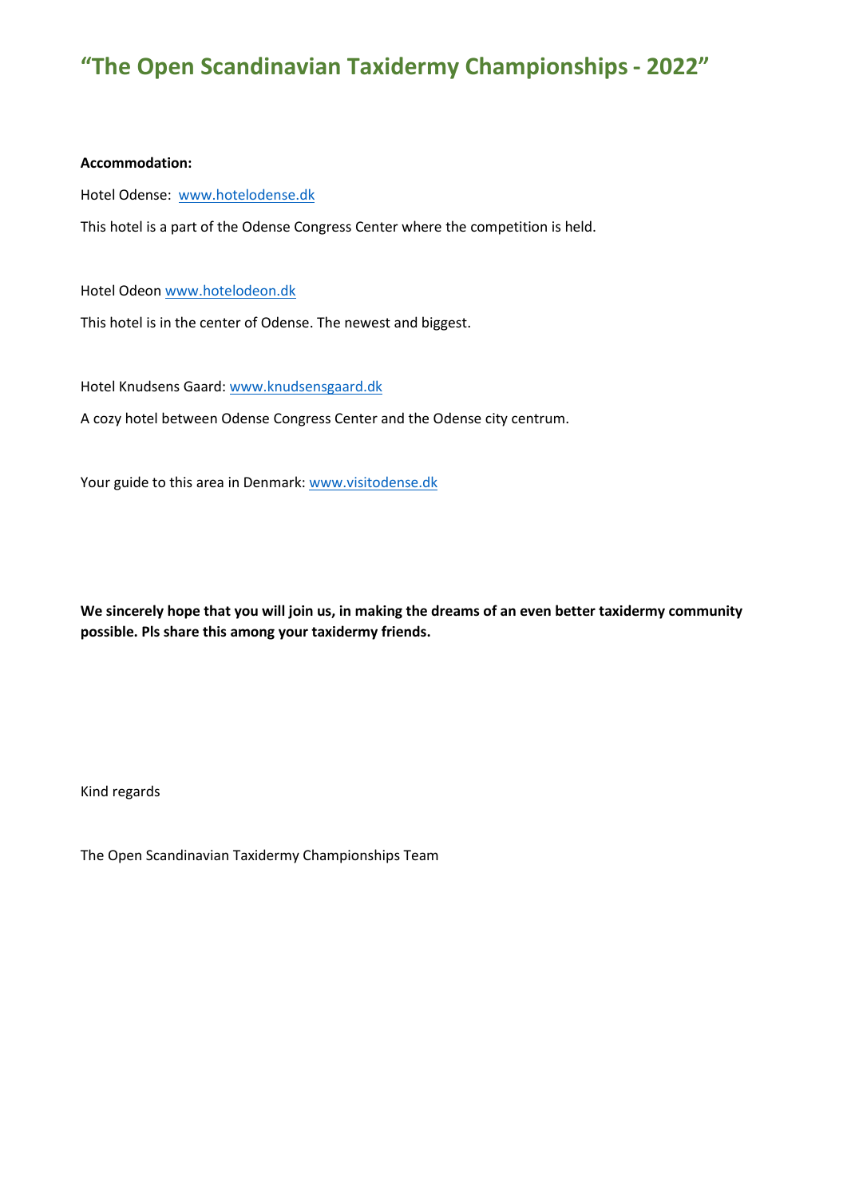# “The Open Scandinavian Taxidermy Championships - 2022”

**Accommodation:**

Hotel Odense: www.hotelodense.dk

This hotel is a part of the Odense Congress Center where the competition is held.

Hotel Odeon www.hotelodeon.dk

This hotel is in the center of Odense. The newest and biggest.

Hotel Knudsens Gaard: www.knudsensgaard.dk

A cozy hotel between Odense Congress Center and the Odense city centrum.

Your guide to this area in Denmark: www.visitodense.dk

**We sincerely hope that you will join us, in making the dreams of an even better taxidermy community possible. Pls share this among your taxidermy friends.**

Kind regards

The Open Scandinavian Taxidermy Championships Team